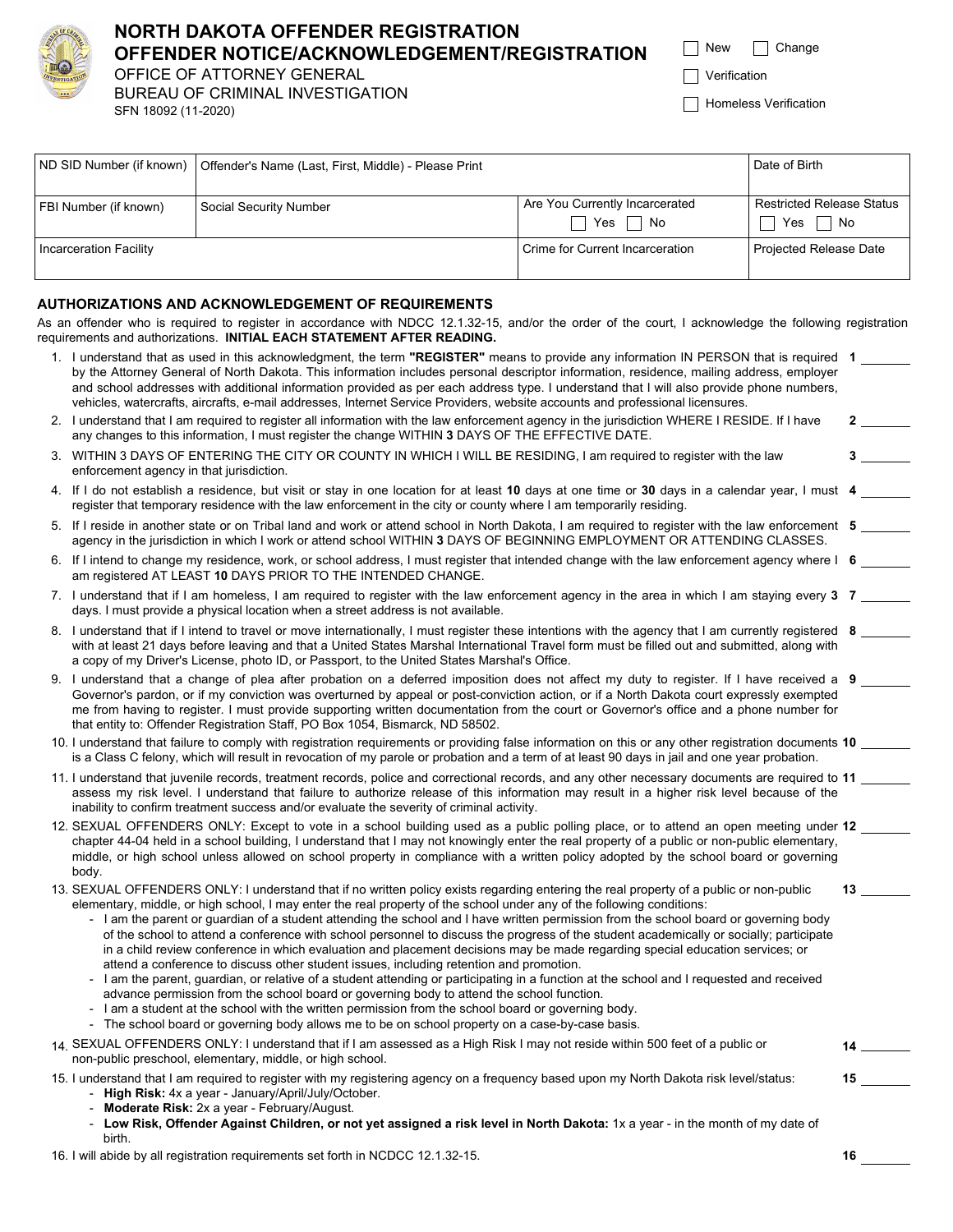# NORTH DAKOTA OFFENDER REGISTRATION
## OFFENDER NOTICE/ACKNOWLEDGEMENT/REGISTRATION

OFFICE OF ATTORNEY GENERAL
BUREAU OF CRIMINAL INVESTIGATION
SFN 18092 (11-2020)

☐ New ☐ Change
☐ Verification
☐ Homeless Verification

| ND SID Number (if known) | Offender's Name (Last, First, Middle) - Please Print | | Date of Birth |
|---|---|---|---|
| FBI Number (if known) | Social Security Number | Are You Currently Incarcerated ☐ Yes ☐ No | Restricted Release Status ☐ Yes ☐ No |
| Incarceration Facility | | Crime for Current Incarceration | Projected Release Date |

## AUTHORIZATIONS AND ACKNOWLEDGEMENT OF REQUIREMENTS

As an offender who is required to register in accordance with NDCC 12.1.32-15, and/or the order of the court, I acknowledge the following registration requirements and authorizations. **INITIAL EACH STATEMENT AFTER READING.**

1. I understand that as used in this acknowledgment, the term **"REGISTER"** means to provide any information IN PERSON that is required by the Attorney General of North Dakota. This information includes personal descriptor information, residence, mailing address, employer and school addresses with additional information provided as per each address type. I understand that I will also provide phone numbers, vehicles, watercrafts, aircrafts, e-mail addresses, Internet Service Providers, website accounts and professional licensures. **1** ________
2. I understand that I am required to register all information with the law enforcement agency in the jurisdiction WHERE I RESIDE. If I have any changes to this information, I must register the change WITHIN **3** DAYS OF THE EFFECTIVE DATE. **2** ________
3. WITHIN 3 DAYS OF ENTERING THE CITY OR COUNTY IN WHICH I WILL BE RESIDING, I am required to register with the law enforcement agency in that jurisdiction. **3** ________
4. If I do not establish a residence, but visit or stay in one location for at least **10** days at one time or **30** days in a calendar year, I must register that temporary residence with the law enforcement in the city or county where I am temporarily residing. **4** ________
5. If I reside in another state or on Tribal land and work or attend school in North Dakota, I am required to register with the law enforcement agency in the jurisdiction in which I work or attend school WITHIN **3** DAYS OF BEGINNING EMPLOYMENT OR ATTENDING CLASSES. **5** ________
6. If I intend to change my residence, work, or school address, I must register that intended change with the law enforcement agency where I am registered AT LEAST **10** DAYS PRIOR TO THE INTENDED CHANGE. **6** ________
7. I understand that if I am homeless, I am required to register with the law enforcement agency in the area in which I am staying every **3** days. I must provide a physical location when a street address is not available. **7** ________
8. I understand that if I intend to travel or move internationally, I must register these intentions with the agency that I am currently registered with at least 21 days before leaving and that a United States Marshal International Travel form must be filled out and submitted, along with a copy of my Driver's License, photo ID, or Passport, to the United States Marshal's Office. **8** ________
9. I understand that a change of plea after probation on a deferred imposition does not affect my duty to register. If I have received a Governor's pardon, or if my conviction was overturned by appeal or post-conviction action, or if a North Dakota court expressly exempted me from having to register. I must provide supporting written documentation from the court or Governor's office and a phone number for that entity to: Offender Registration Staff, PO Box 1054, Bismarck, ND 58502. **9** ________
10. I understand that failure to comply with registration requirements or providing false information on this or any other registration documents is a Class C felony, which will result in revocation of my parole or probation and a term of at least 90 days in jail and one year probation. **10** ________
11. I understand that juvenile records, treatment records, police and correctional records, and any other necessary documents are required to assess my risk level. I understand that failure to authorize release of this information may result in a higher risk level because of the inability to confirm treatment success and/or evaluate the severity of criminal activity. **11** ________
12. SEXUAL OFFENDERS ONLY: Except to vote in a school building used as a public polling place, or to attend an open meeting under chapter 44-04 held in a school building, I understand that I may not knowingly enter the real property of a public or non-public elementary, middle, or high school unless allowed on school property in compliance with a written policy adopted by the school board or governing body. **12** ________
13. SEXUAL OFFENDERS ONLY: I understand that if no written policy exists regarding entering the real property of a public or non-public elementary, middle, or high school, I may enter the real property of the school under any of the following conditions: **13** ________
    - I am the parent or guardian of a student attending the school and I have written permission from the school board or governing body of the school to attend a conference with school personnel to discuss the progress of the student academically or socially; participate in a child review conference in which evaluation and placement decisions may be made regarding special education services; or attend a conference to discuss other student issues, including retention and promotion.
    - I am the parent, guardian, or relative of a student attending or participating in a function at the school and I requested and received advance permission from the school board or governing body to attend the school function.
    - I am a student at the school with the written permission from the school board or governing body.
    - The school board or governing body allows me to be on school property on a case-by-case basis.
14. SEXUAL OFFENDERS ONLY: I understand that if I am assessed as a High Risk I may not reside within 500 feet of a public or non-public preschool, elementary, middle, or high school. **14** ________
15. I understand that I am required to register with my registering agency on a frequency based upon my North Dakota risk level/status: **15** ________
    - **High Risk:** 4x a year - January/April/July/October.
    - **Moderate Risk:** 2x a year - February/August.
    - **Low Risk, Offender Against Children, or not yet assigned a risk level in North Dakota:** 1x a year - in the month of my date of birth.
16. I will abide by all registration requirements set forth in NCDCC 12.1.32-15. **16** ________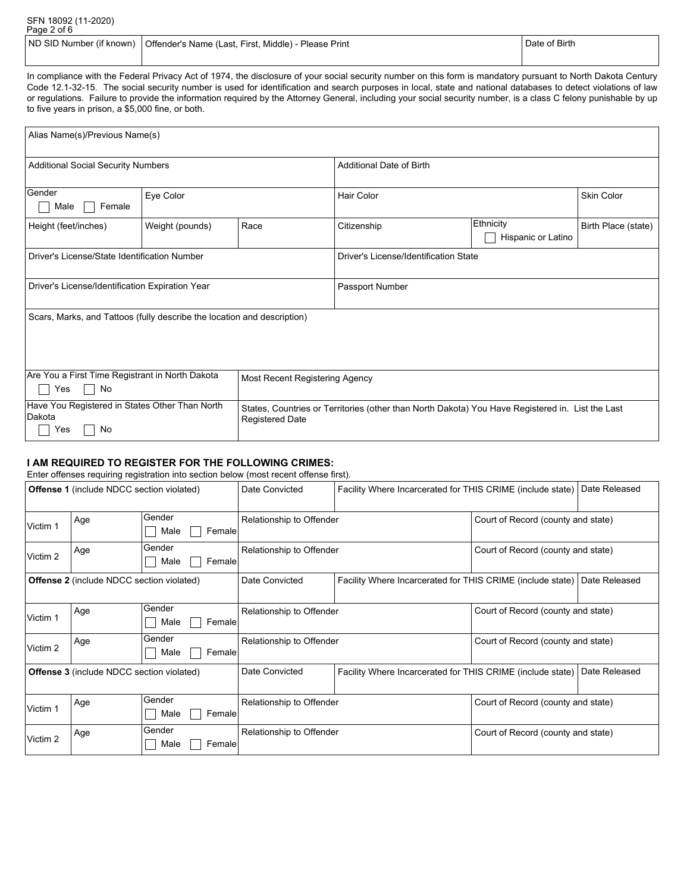| ND SID Number (if known) | Offender's Name (Last, First, Middle) - Please Print | Date of Birth |
|---|---|---|
| | | |

In compliance with the Federal Privacy Act of 1974, the disclosure of your social security number on this form is mandatory pursuant to North Dakota Century Code 12.1-32-15. The social security number is used for identification and search purposes in local, state and national databases to detect violations of law or regulations. Failure to provide the information required by the Attorney General, including your social security number, is a class C felony punishable by up to five years in prison, a $5,000 fine, or both.

| Alias Name(s)/Previous Name(s) | | | | | |
|---|---|---|---|---|---|
| Additional Social Security Numbers | | | Additional Date of Birth | | |
| Gender ☐ Male ☐ Female | Eye Color | | Hair Color | | Skin Color |
| Height (feet/inches) | Weight (pounds) | Race | Citizenship | Ethnicity ☐ Hispanic or Latino | Birth Place (state) |
| Driver's License/State Identification Number | | | Driver's License/Identification State | | |
| Driver's License/Identification Expiration Year | | | Passport Number | | |
| Scars, Marks, and Tattoos (fully describe the location and description) | | | | | |
| Are You a First Time Registrant in North Dakota ☐ Yes ☐ No | Most Recent Registering Agency | | | | |
| Have You Registered in States Other Than North Dakota ☐ Yes ☐ No | States, Countries or Territories (other than North Dakota) You Have Registered in. List the Last Registered Date | | | | |

**I AM REQUIRED TO REGISTER FOR THE FOLLOWING CRIMES:**

Enter offenses requiring registration into section below (most recent offense first).

| **Offense 1** (include NDCC section violated) | | | Date Convicted | Facility Where Incarcerated for THIS CRIME (include state) | | Date Released |
|---|---|---|---|---|---|---|
| Victim 1 | Age | Gender ☐ Male ☐ Female | Relationship to Offender | | Court of Record (county and state) | |
| Victim 2 | Age | Gender ☐ Male ☐ Female | Relationship to Offender | | Court of Record (county and state) | |
| **Offense 2** (include NDCC section violated) | | | Date Convicted | Facility Where Incarcerated for THIS CRIME (include state) | | Date Released |
| Victim 1 | Age | Gender ☐ Male ☐ Female | Relationship to Offender | | Court of Record (county and state) | |
| Victim 2 | Age | Gender ☐ Male ☐ Female | Relationship to Offender | | Court of Record (county and state) | |
| **Offense 3** (include NDCC section violated) | | | Date Convicted | Facility Where Incarcerated for THIS CRIME (include state) | | Date Released |
| Victim 1 | Age | Gender ☐ Male ☐ Female | Relationship to Offender | | Court of Record (county and state) | |
| Victim 2 | Age | Gender ☐ Male ☐ Female | Relationship to Offender | | Court of Record (county and state) | |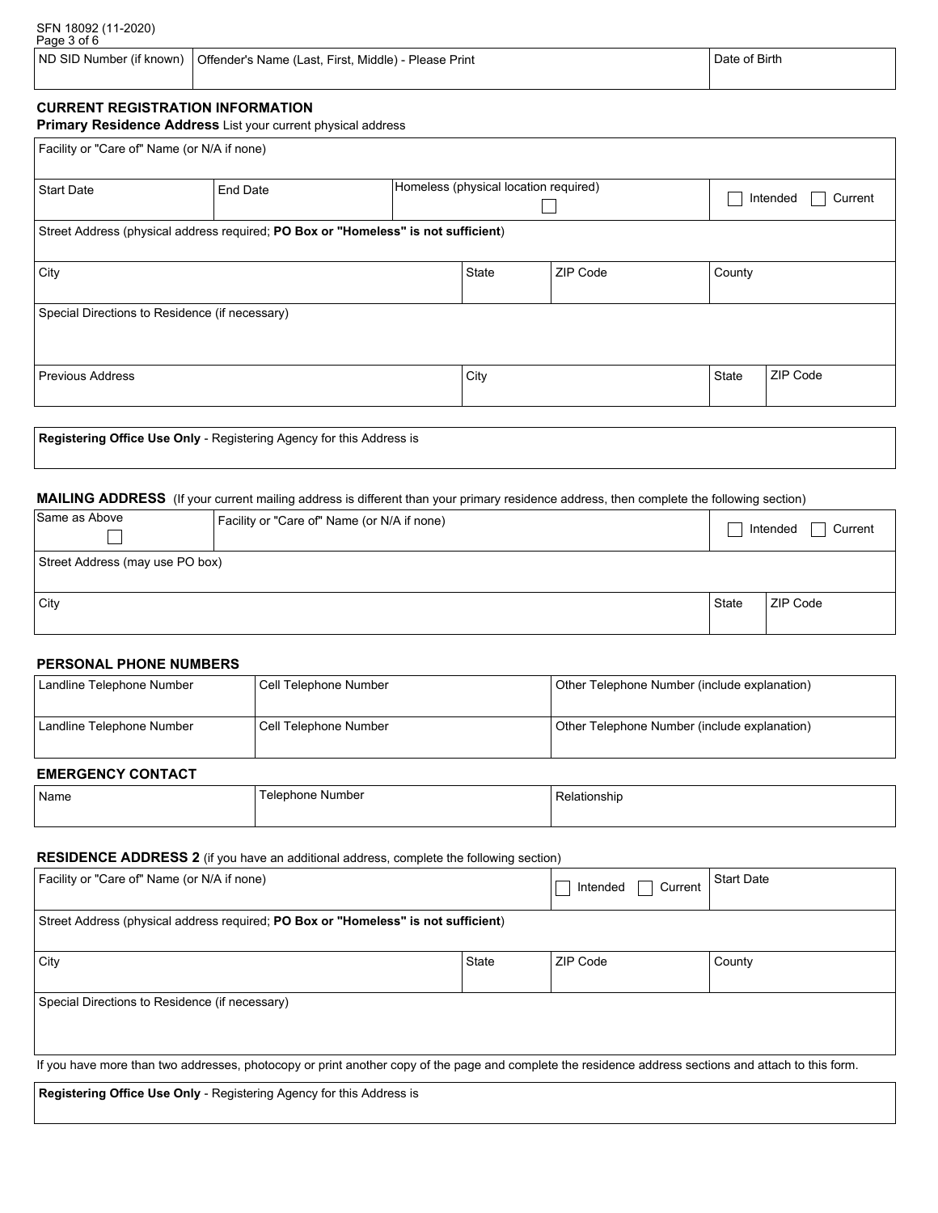| ND SID Number (if known) | Offender's Name (Last, First, Middle) - Please Print | Date of Birth |
|---|---|---|
| | | |

## CURRENT REGISTRATION INFORMATION

**Primary Residence Address** List your current physical address

| Facility or "Care of" Name (or N/A if none) | | | | |
|---|---|---|---|---|
| Start Date | End Date | Homeless (physical location required) ☐ | | ☐ Intended ☐ Current |
| Street Address (physical address required; **PO Box or "Homeless" is not sufficient**) | | | | |
| City | | State | ZIP Code | County |
| Special Directions to Residence (if necessary) | | | | |
| Previous Address | | City | State | ZIP Code |

| **Registering Office Use Only** - Registering Agency for this Address is |
|---|
| |

**MAILING ADDRESS** (If your current mailing address is different than your primary residence address, then complete the following section)

| Same as Above ☐ | Facility or "Care of" Name (or N/A if none) | ☐ Intended ☐ Current |
|---|---|---|
| Street Address (may use PO box) | | |
| City | State | ZIP Code |

## PERSONAL PHONE NUMBERS

| Landline Telephone Number | Cell Telephone Number | Other Telephone Number (include explanation) |
|---|---|---|
| Landline Telephone Number | Cell Telephone Number | Other Telephone Number (include explanation) |

## EMERGENCY CONTACT

| Name | Telephone Number | Relationship |
|---|---|---|
| | | |

**RESIDENCE ADDRESS 2** (if you have an additional address, complete the following section)

| Facility or "Care of" Name (or N/A if none) | | ☐ Intended ☐ Current | Start Date |
|---|---|---|---|
| Street Address (physical address required; **PO Box or "Homeless" is not sufficient**) | | | |
| City | State | ZIP Code | County |
| Special Directions to Residence (if necessary) | | | |

If you have more than two addresses, photocopy or print another copy of the page and complete the residence address sections and attach to this form.

| **Registering Office Use Only** - Registering Agency for this Address is |
|---|
| |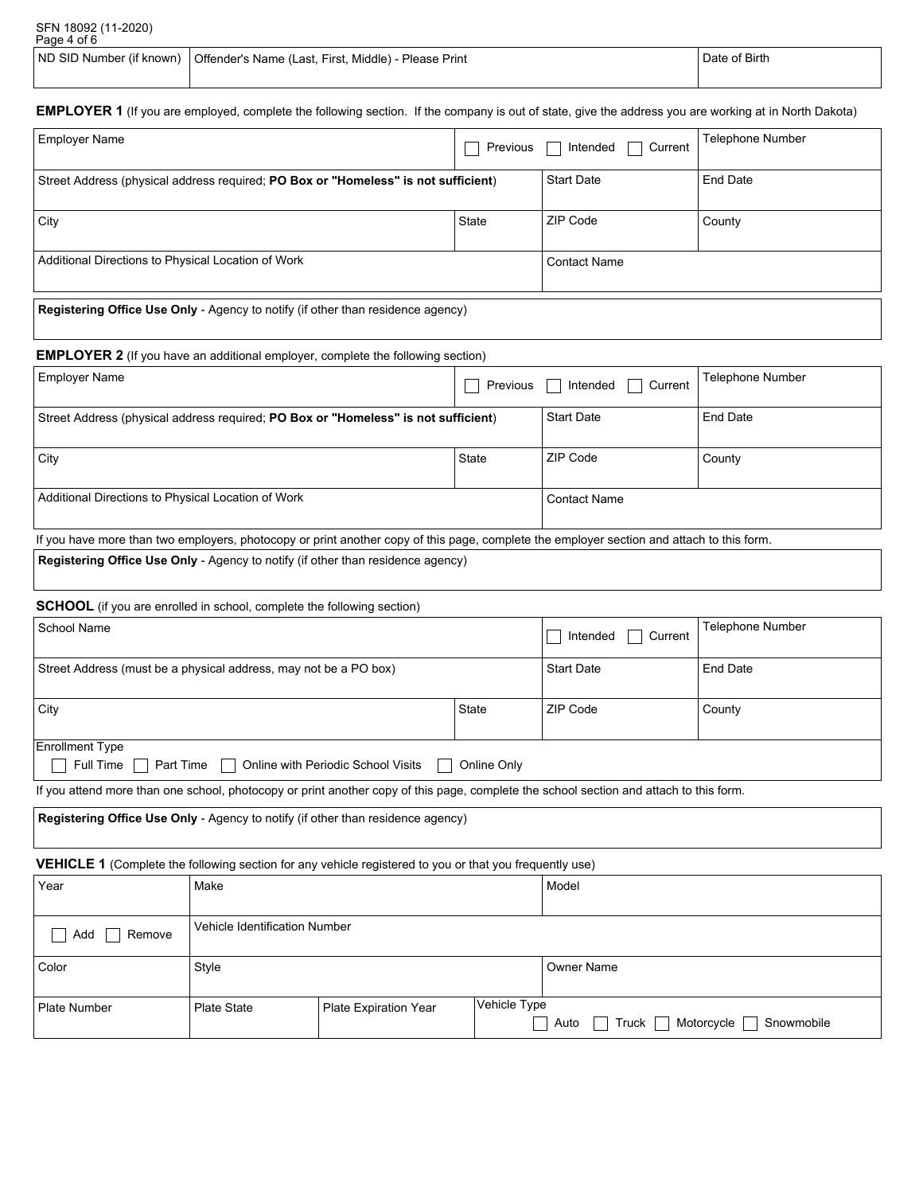SFN 18092 (11-2020)

| ND SID Number (if known) | Offender's Name (Last, First, Middle) - Please Print | Date of Birth |
|---|---|---|
| | | |

**EMPLOYER 1** (If you are employed, complete the following section. If the company is out of state, give the address you are working at in North Dakota)

| Employer Name | | ☐ Previous ☐ Intended ☐ Current | Telephone Number |
|---|---|---|---|
| Street Address (physical address required; **PO Box or "Homeless" is not sufficient**) | | Start Date | End Date |
| City | State | ZIP Code | County |
| Additional Directions to Physical Location of Work | | Contact Name | |

**Registering Office Use Only** - Agency to notify (if other than residence agency)

**EMPLOYER 2** (If you have an additional employer, complete the following section)

| Employer Name | | ☐ Previous ☐ Intended ☐ Current | Telephone Number |
|---|---|---|---|
| Street Address (physical address required; **PO Box or "Homeless" is not sufficient**) | | Start Date | End Date |
| City | State | ZIP Code | County |
| Additional Directions to Physical Location of Work | | Contact Name | |

If you have more than two employers, photocopy or print another copy of this page, complete the employer section and attach to this form.

**Registering Office Use Only** - Agency to notify (if other than residence agency)

**SCHOOL** (if you are enrolled in school, complete the following section)

| School Name | | ☐ Intended ☐ Current | Telephone Number |
|---|---|---|---|
| Street Address (must be a physical address, may not be a PO box) | | Start Date | End Date |
| City | State | ZIP Code | County |

Enrollment Type
☐ Full Time ☐ Part Time ☐ Online with Periodic School Visits ☐ Online Only

If you attend more than one school, photocopy or print another copy of this page, complete the school section and attach to this form.

**Registering Office Use Only** - Agency to notify (if other than residence agency)

**VEHICLE 1** (Complete the following section for any vehicle registered to you or that you frequently use)

| Year | Make | | Model |
|---|---|---|---|
| ☐ Add ☐ Remove | Vehicle Identification Number | | |
| Color | Style | | Owner Name |
| Plate Number | Plate State | Plate Expiration Year | Vehicle Type ☐ Auto ☐ Truck ☐ Motorcycle ☐ Snowmobile |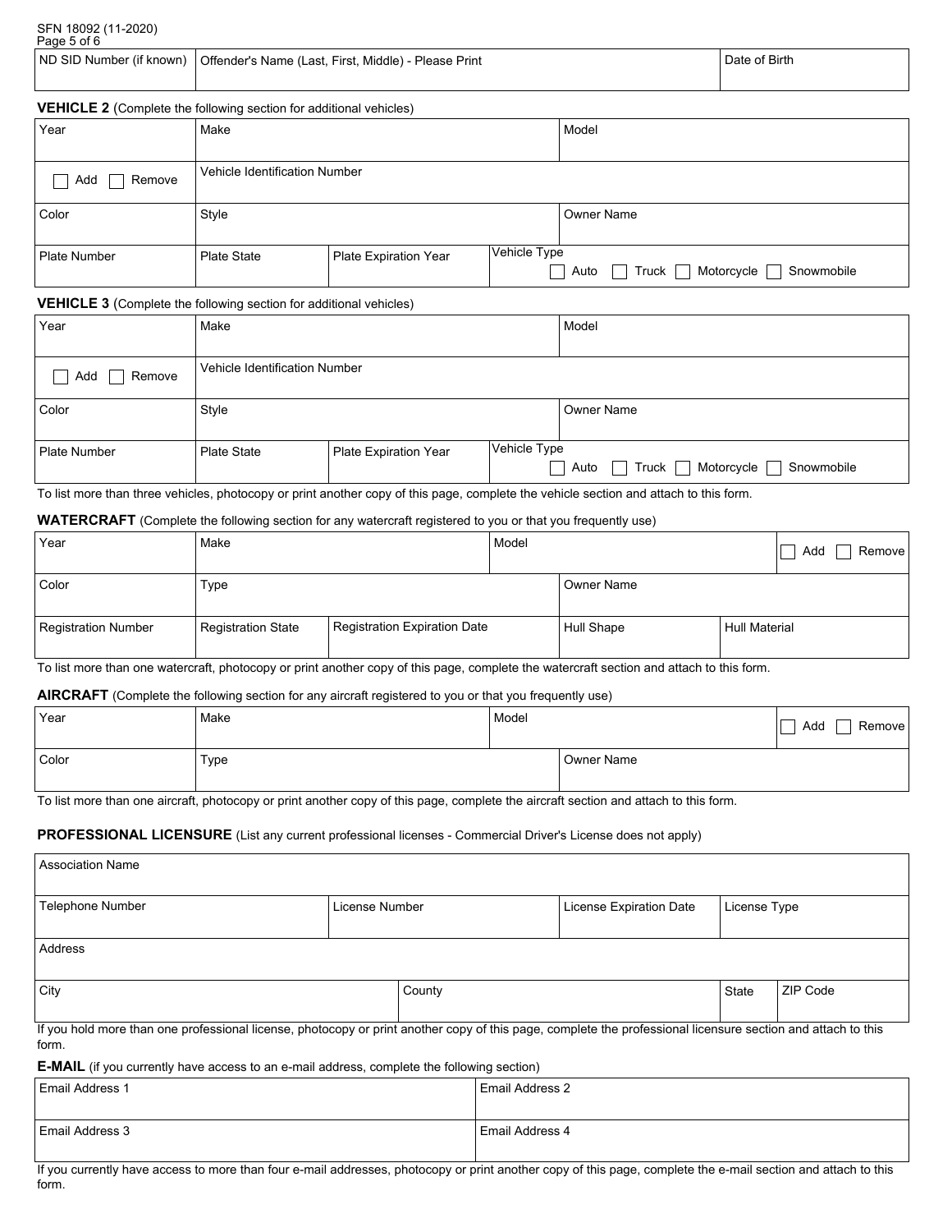SFN 18092 (11-2020)

| ND SID Number (if known) | Offender's Name (Last, First, Middle) - Please Print | Date of Birth |
|---|---|---|
| | | |

**VEHICLE 2** (Complete the following section for additional vehicles)

| Year | Make | | Model |
|---|---|---|---|
| ☐ Add ☐ Remove | Vehicle Identification Number | | |
| Color | Style | | Owner Name |
| Plate Number | Plate State | Plate Expiration Year | Vehicle Type ☐ Auto ☐ Truck ☐ Motorcycle ☐ Snowmobile |

**VEHICLE 3** (Complete the following section for additional vehicles)

| Year | Make | | Model |
|---|---|---|---|
| ☐ Add ☐ Remove | Vehicle Identification Number | | |
| Color | Style | | Owner Name |
| Plate Number | Plate State | Plate Expiration Year | Vehicle Type ☐ Auto ☐ Truck ☐ Motorcycle ☐ Snowmobile |

To list more than three vehicles, photocopy or print another copy of this page, complete the vehicle section and attach to this form.

**WATERCRAFT** (Complete the following section for any watercraft registered to you or that you frequently use)

| Year | Make | | Model | ☐ Add ☐ Remove |
|---|---|---|---|---|
| Color | Type | | Owner Name | |
| Registration Number | Registration State | Registration Expiration Date | Hull Shape | Hull Material |

To list more than one watercraft, photocopy or print another copy of this page, complete the watercraft section and attach to this form.

**AIRCRAFT** (Complete the following section for any aircraft registered to you or that you frequently use)

| Year | Make | Model | ☐ Add ☐ Remove |
|---|---|---|---|
| Color | Type | Owner Name | |

To list more than one aircraft, photocopy or print another copy of this page, complete the aircraft section and attach to this form.

**PROFESSIONAL LICENSURE** (List any current professional licenses - Commercial Driver's License does not apply)

| Association Name | | | | |
|---|---|---|---|---|
| Telephone Number | License Number | | License Expiration Date | License Type |
| Address | | | | |
| City | County | | State | ZIP Code |

If you hold more than one professional license, photocopy or print another copy of this page, complete the professional licensure section and attach to this form.

**E-MAIL** (if you currently have access to an e-mail address, complete the following section)

| Email Address 1 | Email Address 2 |
|---|---|
| Email Address 3 | Email Address 4 |

If you currently have access to more than four e-mail addresses, photocopy or print another copy of this page, complete the e-mail section and attach to this form.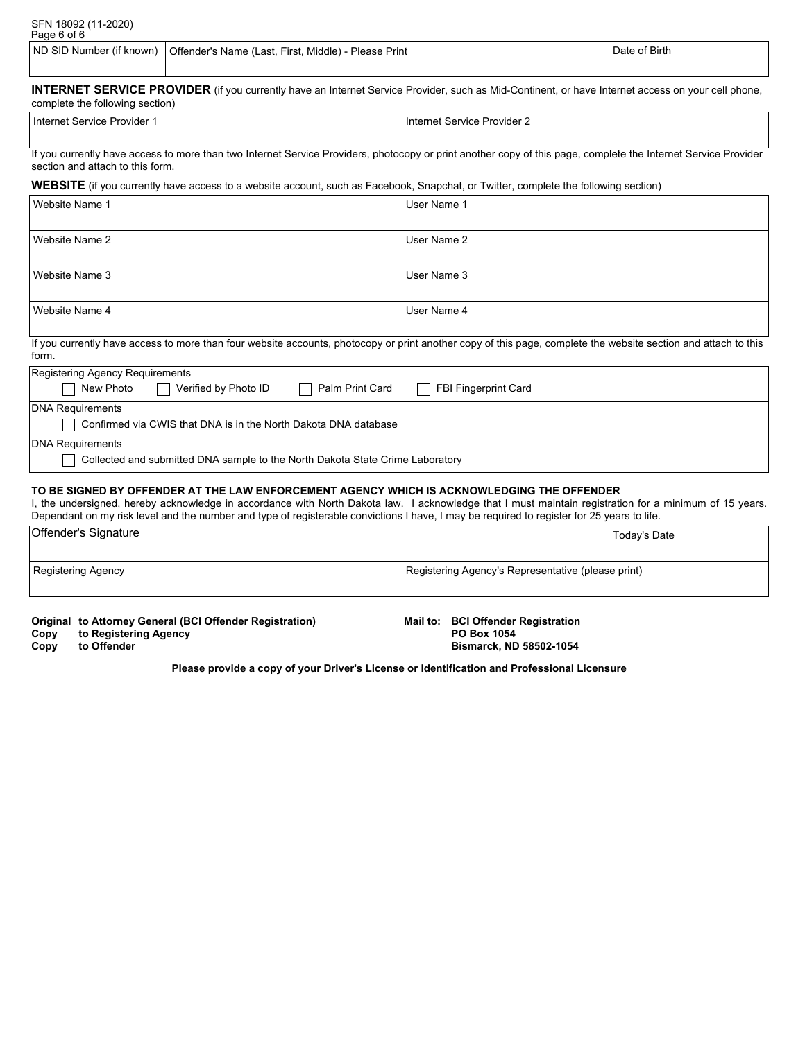| ND SID Number (if known) | Offender's Name (Last, First, Middle) - Please Print | Date of Birth |
|---|---|---|
| | | |

**INTERNET SERVICE PROVIDER** (if you currently have an Internet Service Provider, such as Mid-Continent, or have Internet access on your cell phone, complete the following section)

| Internet Service Provider 1 | Internet Service Provider 2 |
|---|---|
| | |

If you currently have access to more than two Internet Service Providers, photocopy or print another copy of this page, complete the Internet Service Provider section and attach to this form.

**WEBSITE** (if you currently have access to a website account, such as Facebook, Snapchat, or Twitter, complete the following section)

| Website Name | User Name |
|---|---|
| Website Name 1 | User Name 1 |
| Website Name 2 | User Name 2 |
| Website Name 3 | User Name 3 |
| Website Name 4 | User Name 4 |

If you currently have access to more than four website accounts, photocopy or print another copy of this page, complete the website section and attach to this form.

Registering Agency Requirements

☐ New Photo ☐ Verified by Photo ID ☐ Palm Print Card ☐ FBI Fingerprint Card

DNA Requirements

☐ Confirmed via CWIS that DNA is in the North Dakota DNA database

DNA Requirements

☐ Collected and submitted DNA sample to the North Dakota State Crime Laboratory

**TO BE SIGNED BY OFFENDER AT THE LAW ENFORCEMENT AGENCY WHICH IS ACKNOWLEDGING THE OFFENDER**

I, the undersigned, hereby acknowledge in accordance with North Dakota law. I acknowledge that I must maintain registration for a minimum of 15 years. Dependant on my risk level and the number and type of registerable convictions I have, I may be required to register for 25 years to life.

| Offender's Signature | Today's Date |
|---|---|
| | |

| Registering Agency | Registering Agency's Representative (please print) |
|---|---|
| | |

**Original to Attorney General (BCI Offender Registration)**
**Copy to Registering Agency**
**Copy to Offender**

**Mail to: BCI Offender Registration**
**PO Box 1054**
**Bismarck, ND 58502-1054**

**Please provide a copy of your Driver's License or Identification and Professional Licensure**